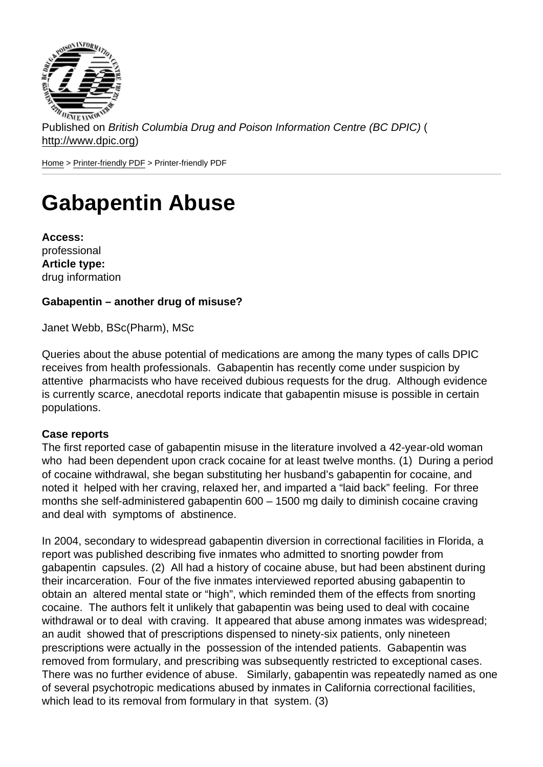Published on *British Columbia Drug and Poison Information Centre (BC DPIC)* (http://www.dpic.org)

Home > Printer-friendly PDF > Printer-friendly PDF

# Gabapentin Abuse

**Access:**
professional
**Article type:**
drug information

**Gabapentin – another drug of misuse?**

Janet Webb, BSc(Pharm), MSc

Queries about the abuse potential of medications are among the many types of calls DPIC receives from health professionals. Gabapentin has recently come under suspicion by attentive pharmacists who have received dubious requests for the drug. Although evidence is currently scarce, anecdotal reports indicate that gabapentin misuse is possible in certain populations.

**Case reports**
The first reported case of gabapentin misuse in the literature involved a 42-year-old woman who had been dependent upon crack cocaine for at least twelve months. (1) During a period of cocaine withdrawal, she began substituting her husband's gabapentin for cocaine, and noted it helped with her craving, relaxed her, and imparted a "laid back" feeling. For three months she self-administered gabapentin 600 – 1500 mg daily to diminish cocaine craving and deal with symptoms of abstinence.

In 2004, secondary to widespread gabapentin diversion in correctional facilities in Florida, a report was published describing five inmates who admitted to snorting powder from gabapentin capsules. (2) All had a history of cocaine abuse, but had been abstinent during their incarceration. Four of the five inmates interviewed reported abusing gabapentin to obtain an altered mental state or "high", which reminded them of the effects from snorting cocaine. The authors felt it unlikely that gabapentin was being used to deal with cocaine withdrawal or to deal with craving. It appeared that abuse among inmates was widespread; an audit showed that of prescriptions dispensed to ninety-six patients, only nineteen prescriptions were actually in the possession of the intended patients. Gabapentin was removed from formulary, and prescribing was subsequently restricted to exceptional cases. There was no further evidence of abuse. Similarly, gabapentin was repeatedly named as one of several psychotropic medications abused by inmates in California correctional facilities, which lead to its removal from formulary in that system. (3)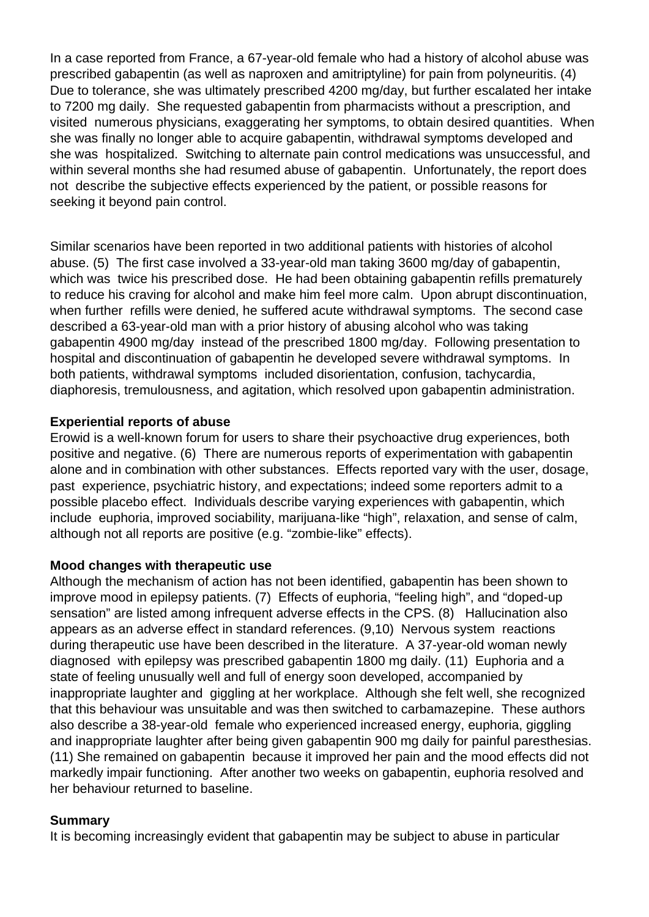In a case reported from France, a 67-year-old female who had a history of alcohol abuse was prescribed gabapentin (as well as naproxen and amitriptyline) for pain from polyneuritis. (4) Due to tolerance, she was ultimately prescribed 4200 mg/day, but further escalated her intake to 7200 mg daily. She requested gabapentin from pharmacists without a prescription, and visited numerous physicians, exaggerating her symptoms, to obtain desired quantities. When she was finally no longer able to acquire gabapentin, withdrawal symptoms developed and she was hospitalized. Switching to alternate pain control medications was unsuccessful, and within several months she had resumed abuse of gabapentin. Unfortunately, the report does not describe the subjective effects experienced by the patient, or possible reasons for seeking it beyond pain control.

Similar scenarios have been reported in two additional patients with histories of alcohol abuse. (5) The first case involved a 33-year-old man taking 3600 mg/day of gabapentin, which was twice his prescribed dose. He had been obtaining gabapentin refills prematurely to reduce his craving for alcohol and make him feel more calm. Upon abrupt discontinuation, when further refills were denied, he suffered acute withdrawal symptoms. The second case described a 63-year-old man with a prior history of abusing alcohol who was taking gabapentin 4900 mg/day instead of the prescribed 1800 mg/day. Following presentation to hospital and discontinuation of gabapentin he developed severe withdrawal symptoms. In both patients, withdrawal symptoms included disorientation, confusion, tachycardia, diaphoresis, tremulousness, and agitation, which resolved upon gabapentin administration.

**Experiential reports of abuse**

Erowid is a well-known forum for users to share their psychoactive drug experiences, both positive and negative. (6) There are numerous reports of experimentation with gabapentin alone and in combination with other substances. Effects reported vary with the user, dosage, past experience, psychiatric history, and expectations; indeed some reporters admit to a possible placebo effect. Individuals describe varying experiences with gabapentin, which include euphoria, improved sociability, marijuana-like "high", relaxation, and sense of calm, although not all reports are positive (e.g. "zombie-like" effects).

**Mood changes with therapeutic use**

Although the mechanism of action has not been identified, gabapentin has been shown to improve mood in epilepsy patients. (7) Effects of euphoria, "feeling high", and "doped-up sensation" are listed among infrequent adverse effects in the CPS. (8) Hallucination also appears as an adverse effect in standard references. (9,10) Nervous system reactions during therapeutic use have been described in the literature. A 37-year-old woman newly diagnosed with epilepsy was prescribed gabapentin 1800 mg daily. (11) Euphoria and a state of feeling unusually well and full of energy soon developed, accompanied by inappropriate laughter and giggling at her workplace. Although she felt well, she recognized that this behaviour was unsuitable and was then switched to carbamazepine. These authors also describe a 38-year-old female who experienced increased energy, euphoria, giggling and inappropriate laughter after being given gabapentin 900 mg daily for painful paresthesias. (11) She remained on gabapentin because it improved her pain and the mood effects did not markedly impair functioning. After another two weeks on gabapentin, euphoria resolved and her behaviour returned to baseline.

**Summary**

It is becoming increasingly evident that gabapentin may be subject to abuse in particular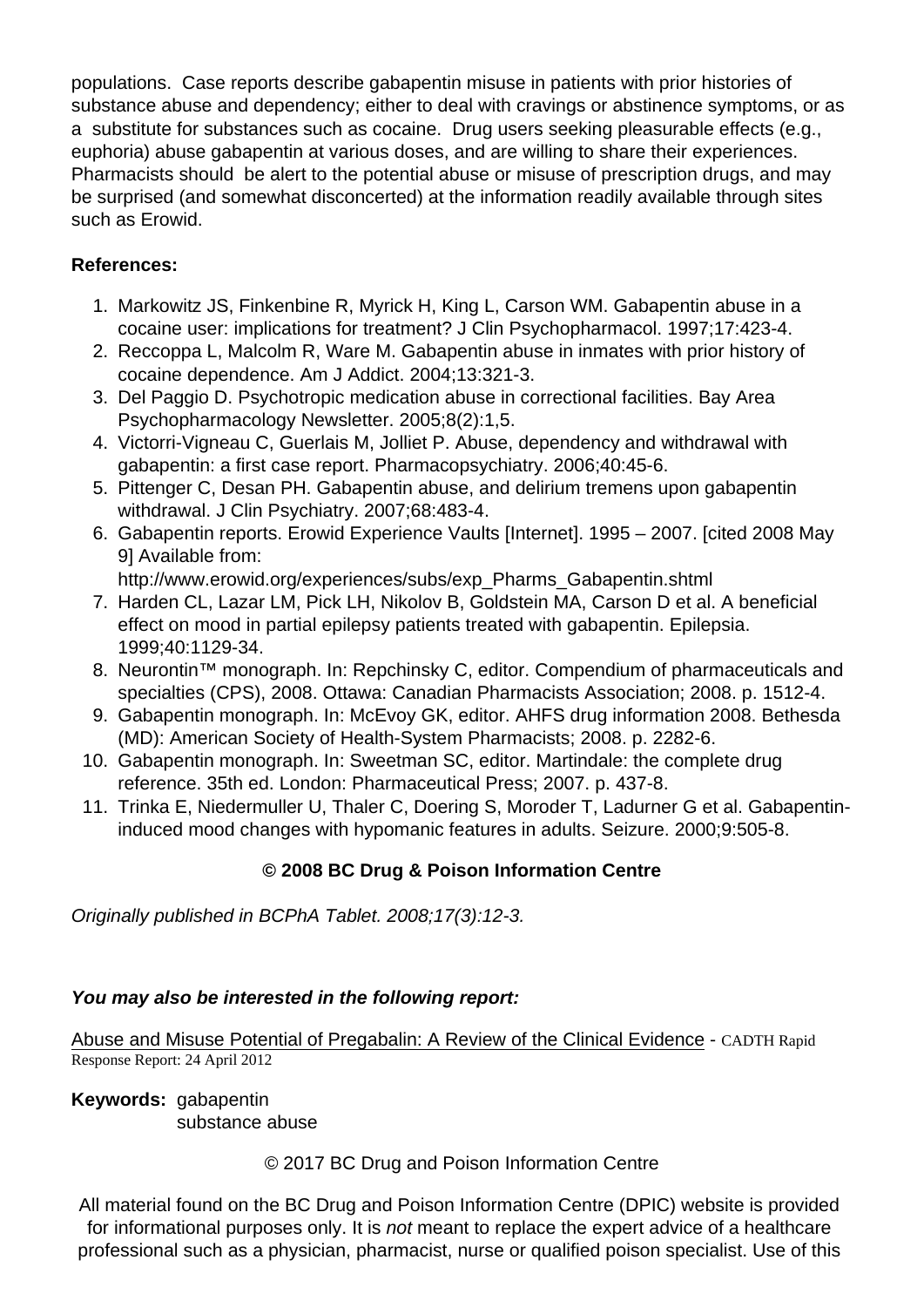populations. Case reports describe gabapentin misuse in patients with prior histories of substance abuse and dependency; either to deal with cravings or abstinence symptoms, or as a substitute for substances such as cocaine. Drug users seeking pleasurable effects (e.g., euphoria) abuse gabapentin at various doses, and are willing to share their experiences. Pharmacists should be alert to the potential abuse or misuse of prescription drugs, and may be surprised (and somewhat disconcerted) at the information readily available through sites such as Erowid.

**References:**

1. Markowitz JS, Finkenbine R, Myrick H, King L, Carson WM. Gabapentin abuse in a cocaine user: implications for treatment? J Clin Psychopharmacol. 1997;17:423-4.
2. Reccoppa L, Malcolm R, Ware M. Gabapentin abuse in inmates with prior history of cocaine dependence. Am J Addict. 2004;13:321-3.
3. Del Paggio D. Psychotropic medication abuse in correctional facilities. Bay Area Psychopharmacology Newsletter. 2005;8(2):1,5.
4. Victorri-Vigneau C, Guerlais M, Jolliet P. Abuse, dependency and withdrawal with gabapentin: a first case report. Pharmacopsychiatry. 2006;40:45-6.
5. Pittenger C, Desan PH. Gabapentin abuse, and delirium tremens upon gabapentin withdrawal. J Clin Psychiatry. 2007;68:483-4.
6. Gabapentin reports. Erowid Experience Vaults [Internet]. 1995 – 2007. [cited 2008 May 9] Available from: http://www.erowid.org/experiences/subs/exp_Pharms_Gabapentin.shtml
7. Harden CL, Lazar LM, Pick LH, Nikolov B, Goldstein MA, Carson D et al. A beneficial effect on mood in partial epilepsy patients treated with gabapentin. Epilepsia. 1999;40:1129-34.
8. Neurontin™ monograph. In: Repchinsky C, editor. Compendium of pharmaceuticals and specialties (CPS), 2008. Ottawa: Canadian Pharmacists Association; 2008. p. 1512-4.
9. Gabapentin monograph. In: McEvoy GK, editor. AHFS drug information 2008. Bethesda (MD): American Society of Health-System Pharmacists; 2008. p. 2282-6.
10. Gabapentin monograph. In: Sweetman SC, editor. Martindale: the complete drug reference. 35th ed. London: Pharmaceutical Press; 2007. p. 437-8.
11. Trinka E, Niedermuller U, Thaler C, Doering S, Moroder T, Ladurner G et al. Gabapentin-induced mood changes with hypomanic features in adults. Seizure. 2000;9:505-8.

**© 2008 BC Drug & Poison Information Centre**

*Originally published in BCPhA Tablet. 2008;17(3):12-3.*

***You may also be interested in the following report:***

Abuse and Misuse Potential of Pregabalin: A Review of the Clinical Evidence - CADTH Rapid Response Report: 24 April 2012

**Keywords:** gabapentin
substance abuse

© 2017 BC Drug and Poison Information Centre

All material found on the BC Drug and Poison Information Centre (DPIC) website is provided for informational purposes only. It is *not* meant to replace the expert advice of a healthcare professional such as a physician, pharmacist, nurse or qualified poison specialist. Use of this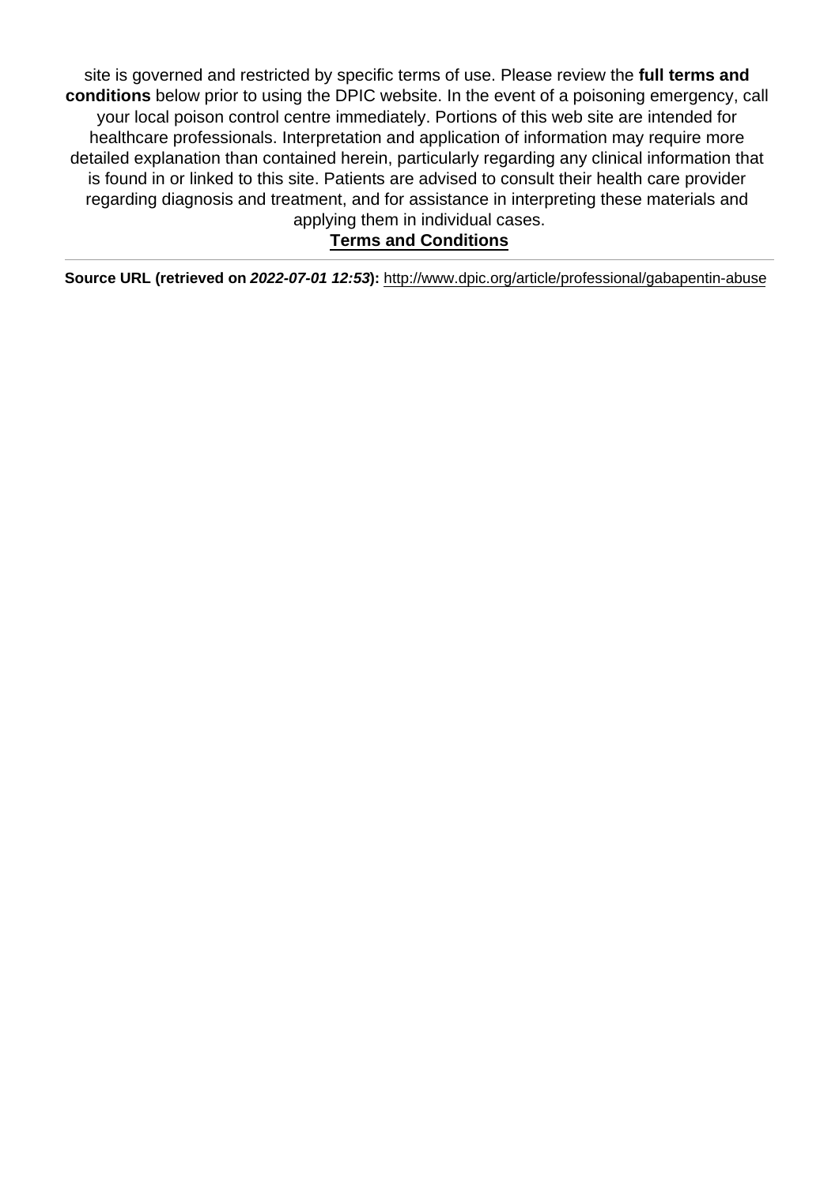site is governed and restricted by specific terms of use. Please review the **full terms and conditions** below prior to using the DPIC website. In the event of a poisoning emergency, call your local poison control centre immediately. Portions of this web site are intended for healthcare professionals. Interpretation and application of information may require more detailed explanation than contained herein, particularly regarding any clinical information that is found in or linked to this site. Patients are advised to consult their health care provider regarding diagnosis and treatment, and for assistance in interpreting these materials and applying them in individual cases.

**Terms and Conditions**

---

**Source URL (retrieved on *2022-07-01 12:53*):** http://www.dpic.org/article/professional/gabapentin-abuse